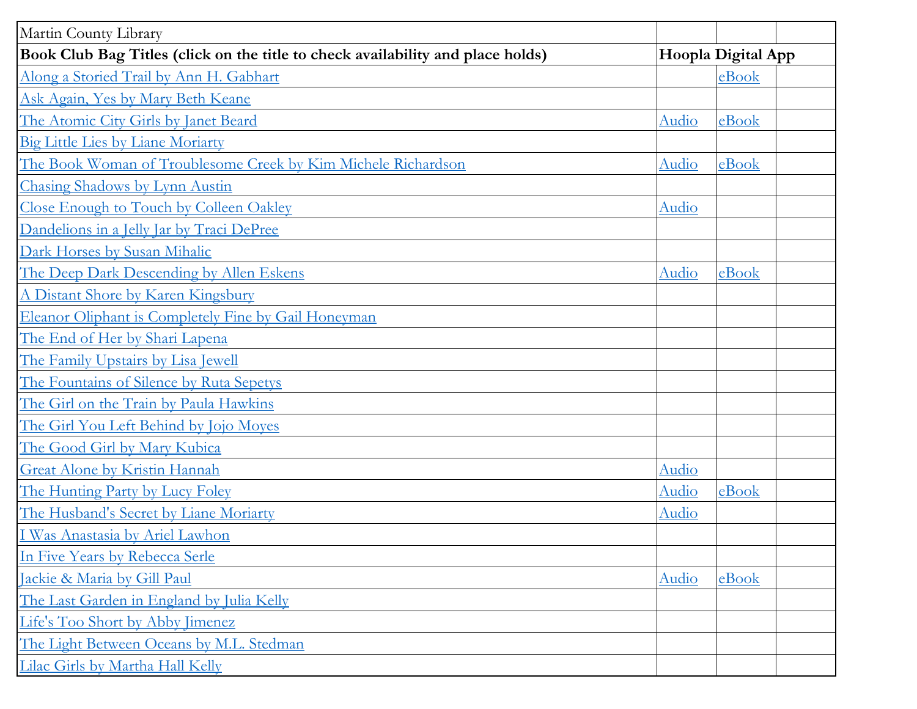| Martin County Library | | | |
|---|---|---|---|
| **Book Club Bag Titles (click on the title to check availability and place holds)** | **Hoopla Digital App** | | |
| Along a Storied Trail by Ann H. Gabhart | | eBook | |
| Ask Again, Yes by Mary Beth Keane | | | |
| The Atomic City Girls by Janet Beard | Audio | eBook | |
| Big Little Lies by Liane Moriarty | | | |
| The Book Woman of Troublesome Creek by Kim Michele Richardson | Audio | eBook | |
| Chasing Shadows by Lynn Austin | | | |
| Close Enough to Touch by Colleen Oakley | Audio | | |
| Dandelions in a Jelly Jar by Traci DePree | | | |
| Dark Horses by Susan Mihalic | | | |
| The Deep Dark Descending by Allen Eskens | Audio | eBook | |
| A Distant Shore by Karen Kingsbury | | | |
| Eleanor Oliphant is Completely Fine by Gail Honeyman | | | |
| The End of Her by Shari Lapena | | | |
| The Family Upstairs by Lisa Jewell | | | |
| The Fountains of Silence by Ruta Sepetys | | | |
| The Girl on the Train by Paula Hawkins | | | |
| The Girl You Left Behind by Jojo Moyes | | | |
| The Good Girl by Mary Kubica | | | |
| Great Alone by Kristin Hannah | Audio | | |
| The Hunting Party by Lucy Foley | Audio | eBook | |
| The Husband's Secret by Liane Moriarty | Audio | | |
| I Was Anastasia by Ariel Lawhon | | | |
| In Five Years by Rebecca Serle | | | |
| Jackie & Maria by Gill Paul | Audio | eBook | |
| The Last Garden in England by Julia Kelly | | | |
| Life's Too Short by Abby Jimenez | | | |
| The Light Between Oceans by M.L. Stedman | | | |
| Lilac Girls by Martha Hall Kelly | | | |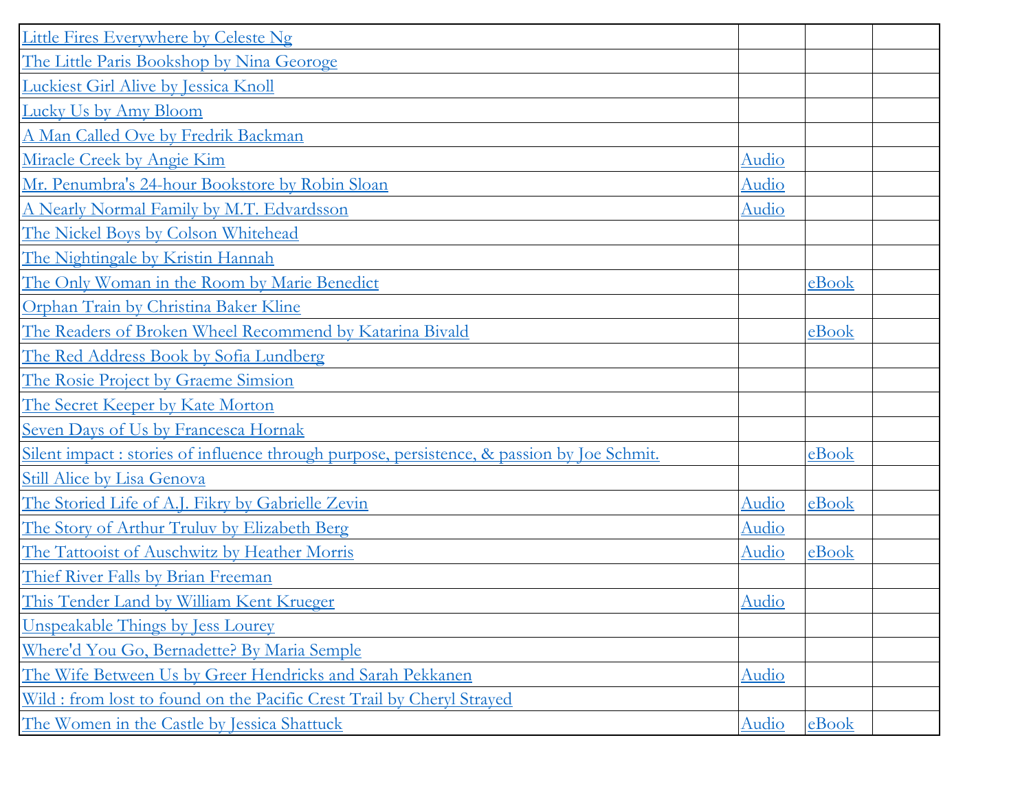| | | | |
|---|---|---|---|
| Little Fires Everywhere by Celeste Ng | | | |
| The Little Paris Bookshop by Nina Georoge | | | |
| Luckiest Girl Alive by Jessica Knoll | | | |
| Lucky Us by Amy Bloom | | | |
| A Man Called Ove by Fredrik Backman | | | |
| Miracle Creek by Angie Kim | Audio | | |
| Mr. Penumbra's 24-hour Bookstore by Robin Sloan | Audio | | |
| A Nearly Normal Family by M.T. Edvardsson | Audio | | |
| The Nickel Boys by Colson Whitehead | | | |
| The Nightingale by Kristin Hannah | | | |
| The Only Woman in the Room by Marie Benedict | | eBook | |
| Orphan Train by Christina Baker Kline | | | |
| The Readers of Broken Wheel Recommend by Katarina Bivald | | eBook | |
| The Red Address Book by Sofia Lundberg | | | |
| The Rosie Project by Graeme Simsion | | | |
| The Secret Keeper by Kate Morton | | | |
| Seven Days of Us by Francesca Hornak | | | |
| Silent impact : stories of influence through purpose, persistence, & passion by Joe Schmit. | | eBook | |
| Still Alice by Lisa Genova | | | |
| The Storied Life of A.J. Fikry by Gabrielle Zevin | Audio | eBook | |
| The Story of Arthur Truluv by Elizabeth Berg | Audio | | |
| The Tattooist of Auschwitz by Heather Morris | Audio | eBook | |
| Thief River Falls by Brian Freeman | | | |
| This Tender Land by William Kent Krueger | Audio | | |
| Unspeakable Things by Jess Lourey | | | |
| Where'd You Go, Bernadette? By Maria Semple | | | |
| The Wife Between Us by Greer Hendricks and Sarah Pekkanen | Audio | | |
| Wild : from lost to found on the Pacific Crest Trail by Cheryl Strayed | | | |
| The Women in the Castle by Jessica Shattuck | Audio | eBook | |